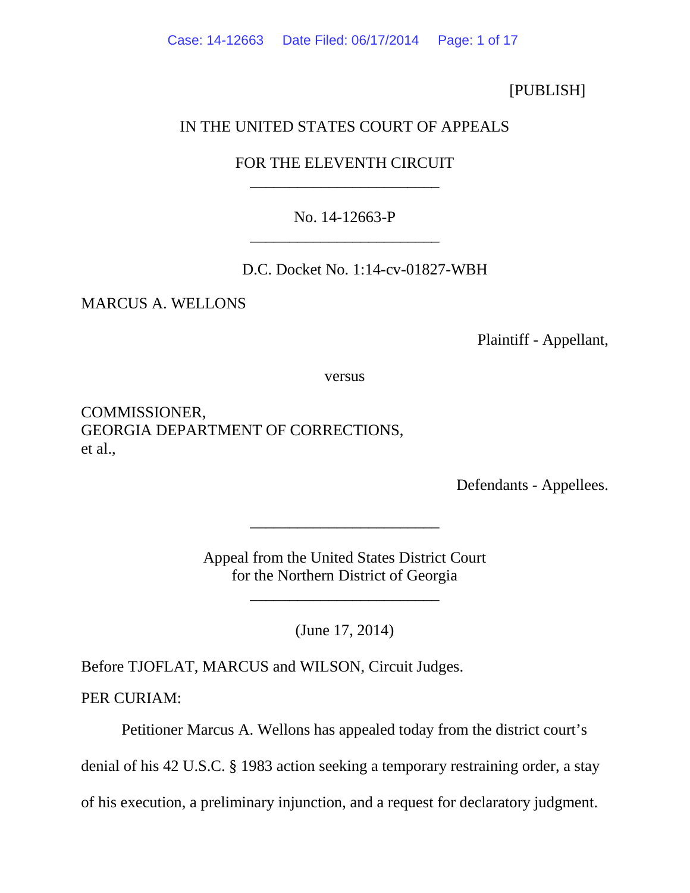[PUBLISH]

IN THE UNITED STATES COURT OF APPEALS

FOR THE ELEVENTH CIRCUIT

________________________

No. 14-12663-P

________________________

D.C. Docket No. 1:14-cv-01827-WBH

MARCUS A. WELLONS

Plaintiff - Appellant,

versus

COMMISSIONER,
GEORGIA DEPARTMENT OF CORRECTIONS,
et al.,

Defendants - Appellees.

________________________

Appeal from the United States District Court
for the Northern District of Georgia

________________________

(June 17, 2014)

Before TJOFLAT, MARCUS and WILSON, Circuit Judges.

PER CURIAM:

Petitioner Marcus A. Wellons has appealed today from the district court's denial of his 42 U.S.C. § 1983 action seeking a temporary restraining order, a stay of his execution, a preliminary injunction, and a request for declaratory judgment.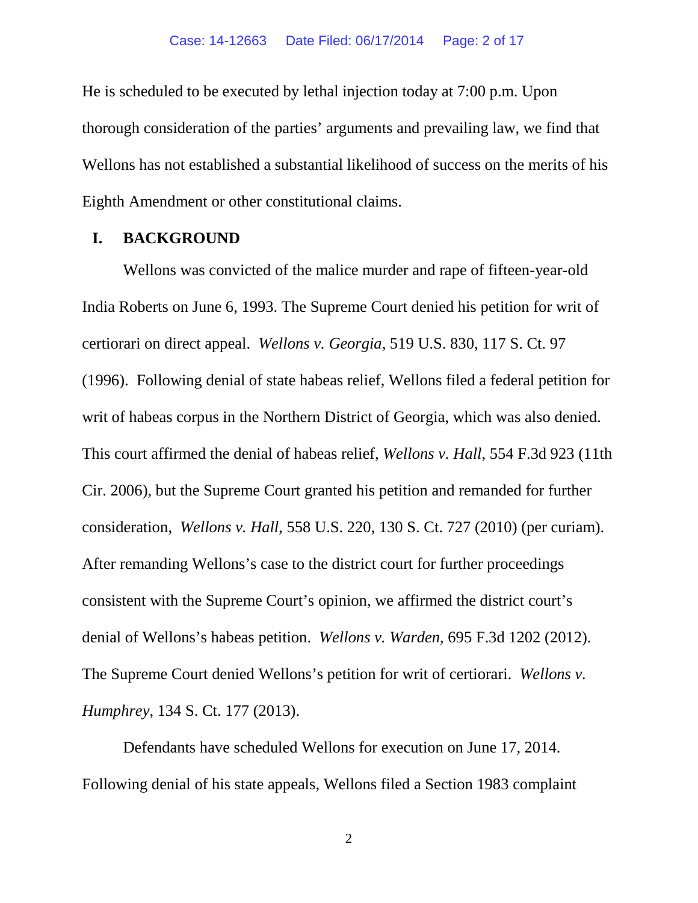He is scheduled to be executed by lethal injection today at 7:00 p.m. Upon thorough consideration of the parties' arguments and prevailing law, we find that Wellons has not established a substantial likelihood of success on the merits of his Eighth Amendment or other constitutional claims.

## I. BACKGROUND

Wellons was convicted of the malice murder and rape of fifteen-year-old India Roberts on June 6, 1993. The Supreme Court denied his petition for writ of certiorari on direct appeal. *Wellons v. Georgia*, 519 U.S. 830, 117 S. Ct. 97 (1996). Following denial of state habeas relief, Wellons filed a federal petition for writ of habeas corpus in the Northern District of Georgia, which was also denied. This court affirmed the denial of habeas relief, *Wellons v. Hall*, 554 F.3d 923 (11th Cir. 2006), but the Supreme Court granted his petition and remanded for further consideration, *Wellons v. Hall*, 558 U.S. 220, 130 S. Ct. 727 (2010) (per curiam). After remanding Wellons's case to the district court for further proceedings consistent with the Supreme Court's opinion, we affirmed the district court's denial of Wellons's habeas petition. *Wellons v. Warden*, 695 F.3d 1202 (2012). The Supreme Court denied Wellons's petition for writ of certiorari. *Wellons v. Humphrey*, 134 S. Ct. 177 (2013).

Defendants have scheduled Wellons for execution on June 17, 2014. Following denial of his state appeals, Wellons filed a Section 1983 complaint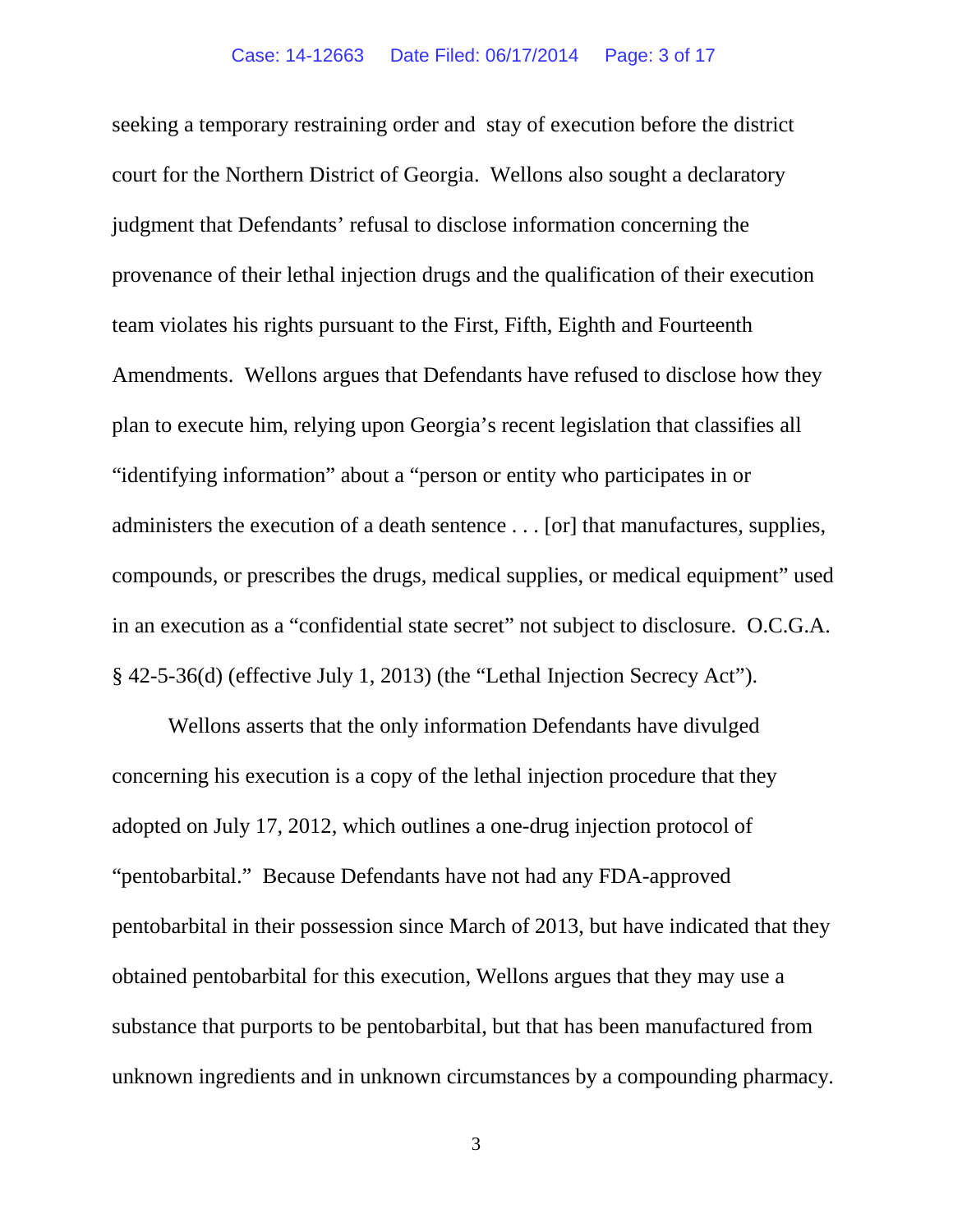seeking a temporary restraining order and stay of execution before the district court for the Northern District of Georgia. Wellons also sought a declaratory judgment that Defendants' refusal to disclose information concerning the provenance of their lethal injection drugs and the qualification of their execution team violates his rights pursuant to the First, Fifth, Eighth and Fourteenth Amendments. Wellons argues that Defendants have refused to disclose how they plan to execute him, relying upon Georgia's recent legislation that classifies all "identifying information" about a "person or entity who participates in or administers the execution of a death sentence . . . [or] that manufactures, supplies, compounds, or prescribes the drugs, medical supplies, or medical equipment" used in an execution as a "confidential state secret" not subject to disclosure. O.C.G.A. § 42-5-36(d) (effective July 1, 2013) (the "Lethal Injection Secrecy Act").

Wellons asserts that the only information Defendants have divulged concerning his execution is a copy of the lethal injection procedure that they adopted on July 17, 2012, which outlines a one-drug injection protocol of "pentobarbital." Because Defendants have not had any FDA-approved pentobarbital in their possession since March of 2013, but have indicated that they obtained pentobarbital for this execution, Wellons argues that they may use a substance that purports to be pentobarbital, but that has been manufactured from unknown ingredients and in unknown circumstances by a compounding pharmacy.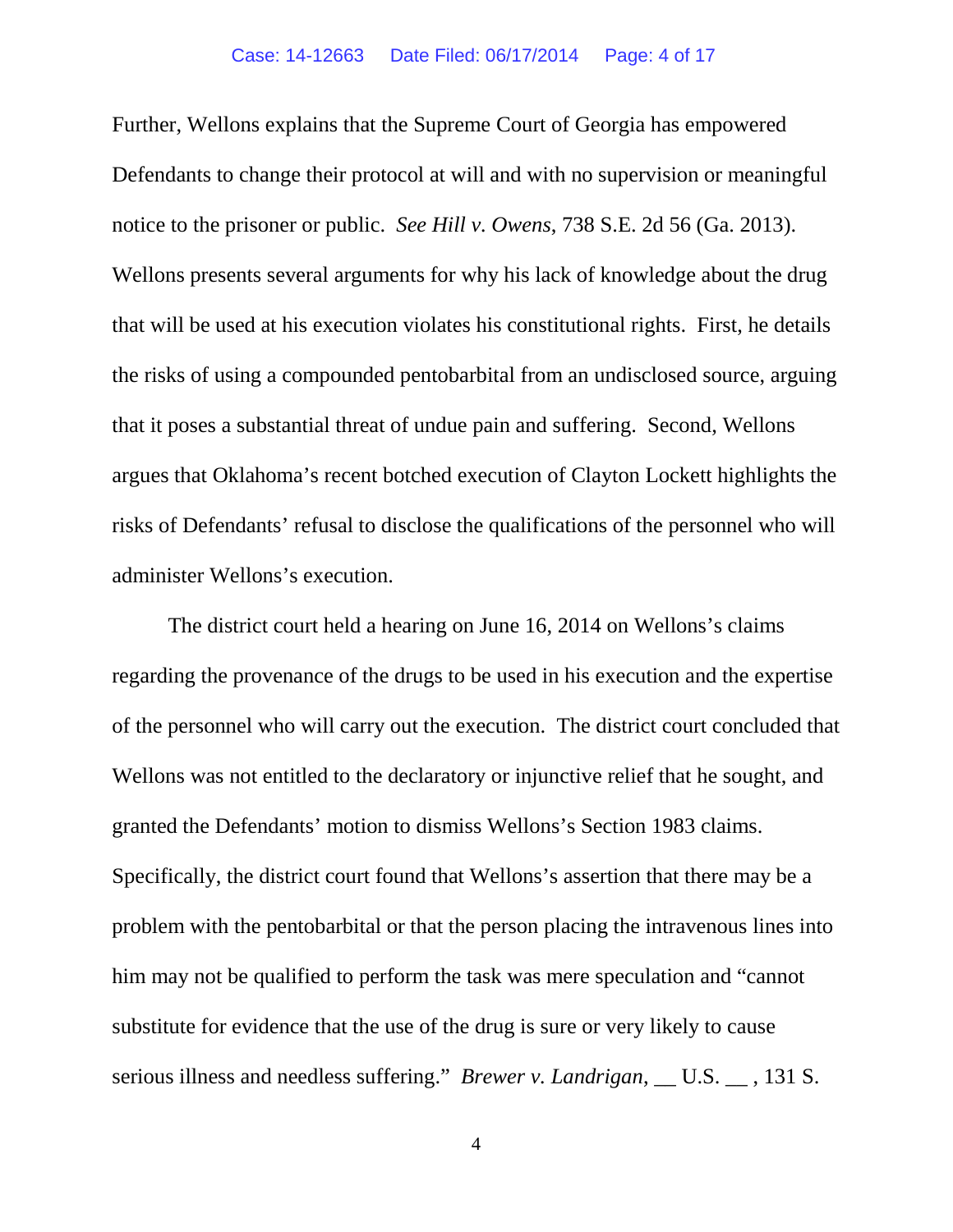Further, Wellons explains that the Supreme Court of Georgia has empowered Defendants to change their protocol at will and with no supervision or meaningful notice to the prisoner or public. *See Hill v. Owens*, 738 S.E. 2d 56 (Ga. 2013). Wellons presents several arguments for why his lack of knowledge about the drug that will be used at his execution violates his constitutional rights. First, he details the risks of using a compounded pentobarbital from an undisclosed source, arguing that it poses a substantial threat of undue pain and suffering. Second, Wellons argues that Oklahoma's recent botched execution of Clayton Lockett highlights the risks of Defendants' refusal to disclose the qualifications of the personnel who will administer Wellons's execution.

The district court held a hearing on June 16, 2014 on Wellons's claims regarding the provenance of the drugs to be used in his execution and the expertise of the personnel who will carry out the execution. The district court concluded that Wellons was not entitled to the declaratory or injunctive relief that he sought, and granted the Defendants' motion to dismiss Wellons's Section 1983 claims. Specifically, the district court found that Wellons's assertion that there may be a problem with the pentobarbital or that the person placing the intravenous lines into him may not be qualified to perform the task was mere speculation and "cannot substitute for evidence that the use of the drug is sure or very likely to cause serious illness and needless suffering." *Brewer v. Landrigan*, __ U.S. __ , 131 S.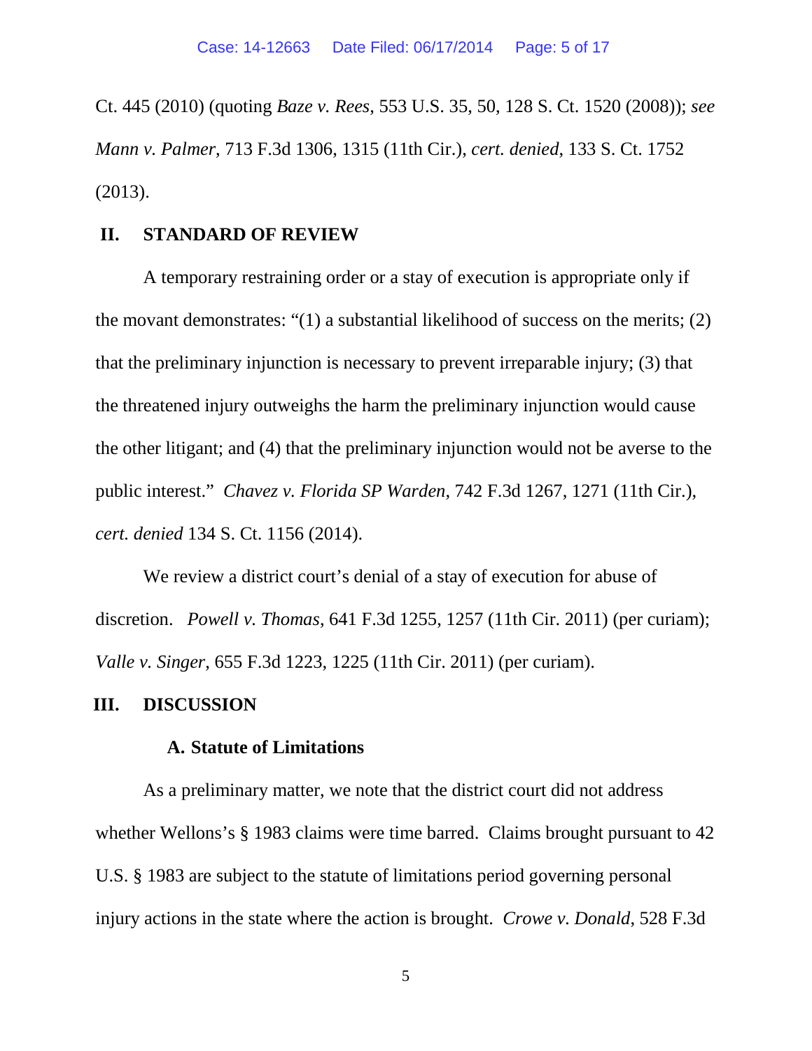Ct. 445 (2010) (quoting *Baze v. Rees*, 553 U.S. 35, 50, 128 S. Ct. 1520 (2008)); *see Mann v. Palmer*, 713 F.3d 1306, 1315 (11th Cir.), *cert. denied*, 133 S. Ct. 1752 (2013).

## II. STANDARD OF REVIEW

A temporary restraining order or a stay of execution is appropriate only if the movant demonstrates: "(1) a substantial likelihood of success on the merits; (2) that the preliminary injunction is necessary to prevent irreparable injury; (3) that the threatened injury outweighs the harm the preliminary injunction would cause the other litigant; and (4) that the preliminary injunction would not be averse to the public interest." *Chavez v. Florida SP Warden*, 742 F.3d 1267, 1271 (11th Cir.), *cert. denied* 134 S. Ct. 1156 (2014).

We review a district court's denial of a stay of execution for abuse of discretion. *Powell v. Thomas*, 641 F.3d 1255, 1257 (11th Cir. 2011) (per curiam); *Valle v. Singer*, 655 F.3d 1223, 1225 (11th Cir. 2011) (per curiam).

## III. DISCUSSION

### A. Statute of Limitations

As a preliminary matter, we note that the district court did not address whether Wellons's § 1983 claims were time barred. Claims brought pursuant to 42 U.S. § 1983 are subject to the statute of limitations period governing personal injury actions in the state where the action is brought. *Crowe v. Donald*, 528 F.3d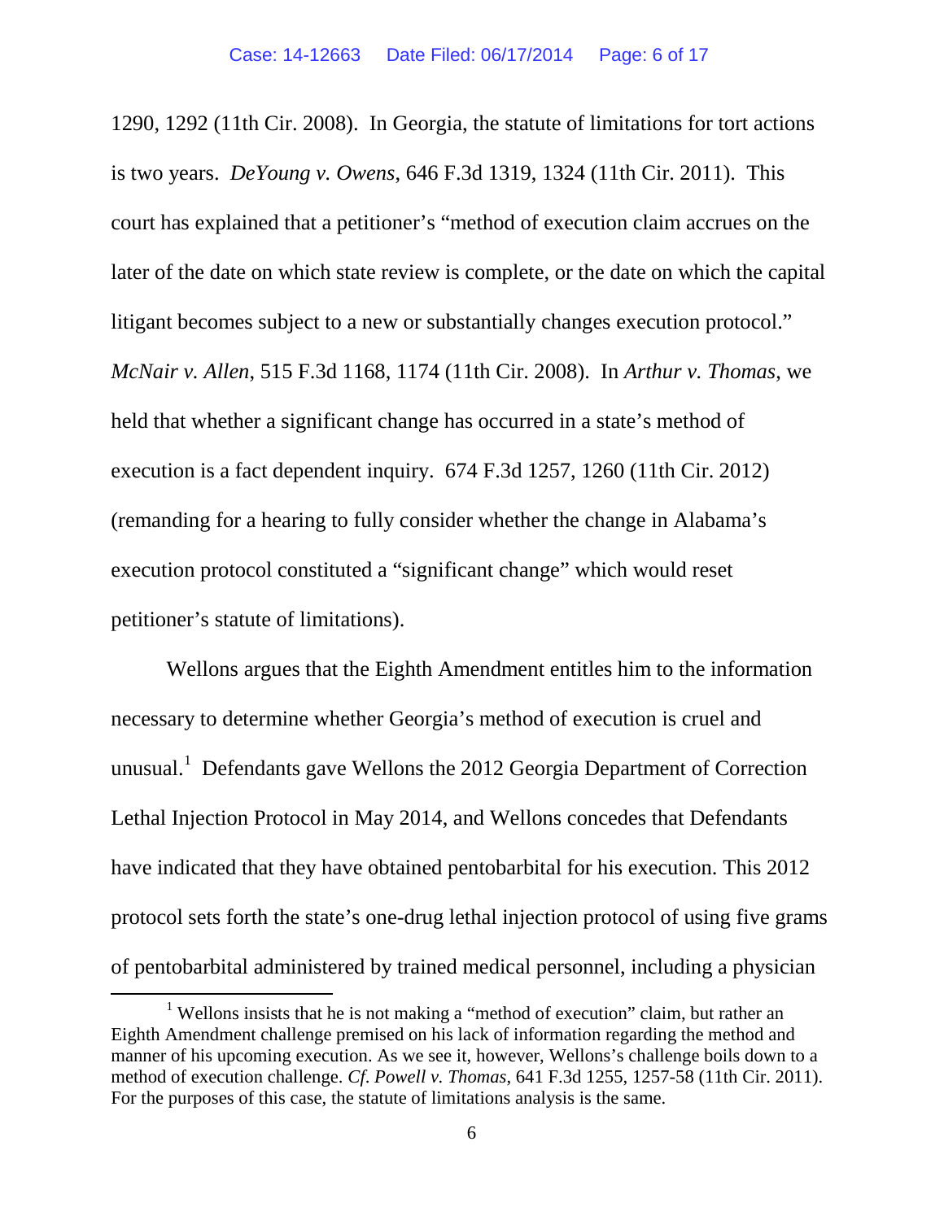1290, 1292 (11th Cir. 2008). In Georgia, the statute of limitations for tort actions is two years. *DeYoung v. Owens*, 646 F.3d 1319, 1324 (11th Cir. 2011). This court has explained that a petitioner's "method of execution claim accrues on the later of the date on which state review is complete, or the date on which the capital litigant becomes subject to a new or substantially changes execution protocol." *McNair v. Allen*, 515 F.3d 1168, 1174 (11th Cir. 2008). In *Arthur v. Thomas*, we held that whether a significant change has occurred in a state's method of execution is a fact dependent inquiry. 674 F.3d 1257, 1260 (11th Cir. 2012) (remanding for a hearing to fully consider whether the change in Alabama's execution protocol constituted a "significant change" which would reset petitioner's statute of limitations).

Wellons argues that the Eighth Amendment entitles him to the information necessary to determine whether Georgia's method of execution is cruel and unusual.[1] Defendants gave Wellons the 2012 Georgia Department of Correction Lethal Injection Protocol in May 2014, and Wellons concedes that Defendants have indicated that they have obtained pentobarbital for his execution. This 2012 protocol sets forth the state's one-drug lethal injection protocol of using five grams of pentobarbital administered by trained medical personnel, including a physician

[1] Wellons insists that he is not making a "method of execution" claim, but rather an Eighth Amendment challenge premised on his lack of information regarding the method and manner of his upcoming execution. As we see it, however, Wellons's challenge boils down to a method of execution challenge. *Cf. Powell v. Thomas*, 641 F.3d 1255, 1257-58 (11th Cir. 2011). For the purposes of this case, the statute of limitations analysis is the same.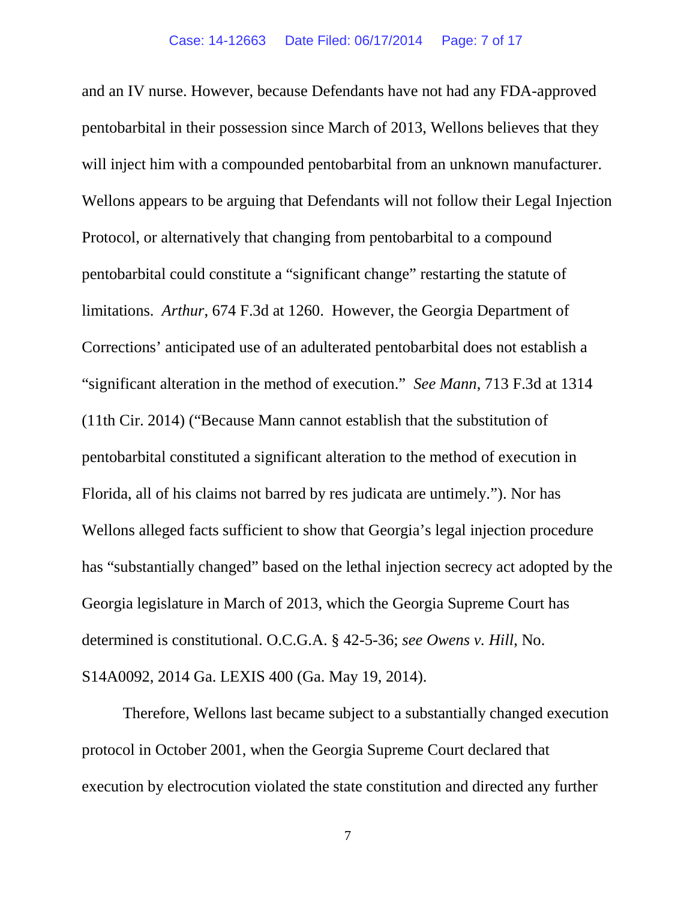and an IV nurse. However, because Defendants have not had any FDA-approved pentobarbital in their possession since March of 2013, Wellons believes that they will inject him with a compounded pentobarbital from an unknown manufacturer. Wellons appears to be arguing that Defendants will not follow their Legal Injection Protocol, or alternatively that changing from pentobarbital to a compound pentobarbital could constitute a "significant change" restarting the statute of limitations. *Arthur*, 674 F.3d at 1260. However, the Georgia Department of Corrections' anticipated use of an adulterated pentobarbital does not establish a "significant alteration in the method of execution." *See Mann*, 713 F.3d at 1314 (11th Cir. 2014) ("Because Mann cannot establish that the substitution of pentobarbital constituted a significant alteration to the method of execution in Florida, all of his claims not barred by res judicata are untimely."). Nor has Wellons alleged facts sufficient to show that Georgia's legal injection procedure has "substantially changed" based on the lethal injection secrecy act adopted by the Georgia legislature in March of 2013, which the Georgia Supreme Court has determined is constitutional. O.C.G.A. § 42-5-36; *see Owens v. Hill*, No. S14A0092, 2014 Ga. LEXIS 400 (Ga. May 19, 2014).

Therefore, Wellons last became subject to a substantially changed execution protocol in October 2001, when the Georgia Supreme Court declared that execution by electrocution violated the state constitution and directed any further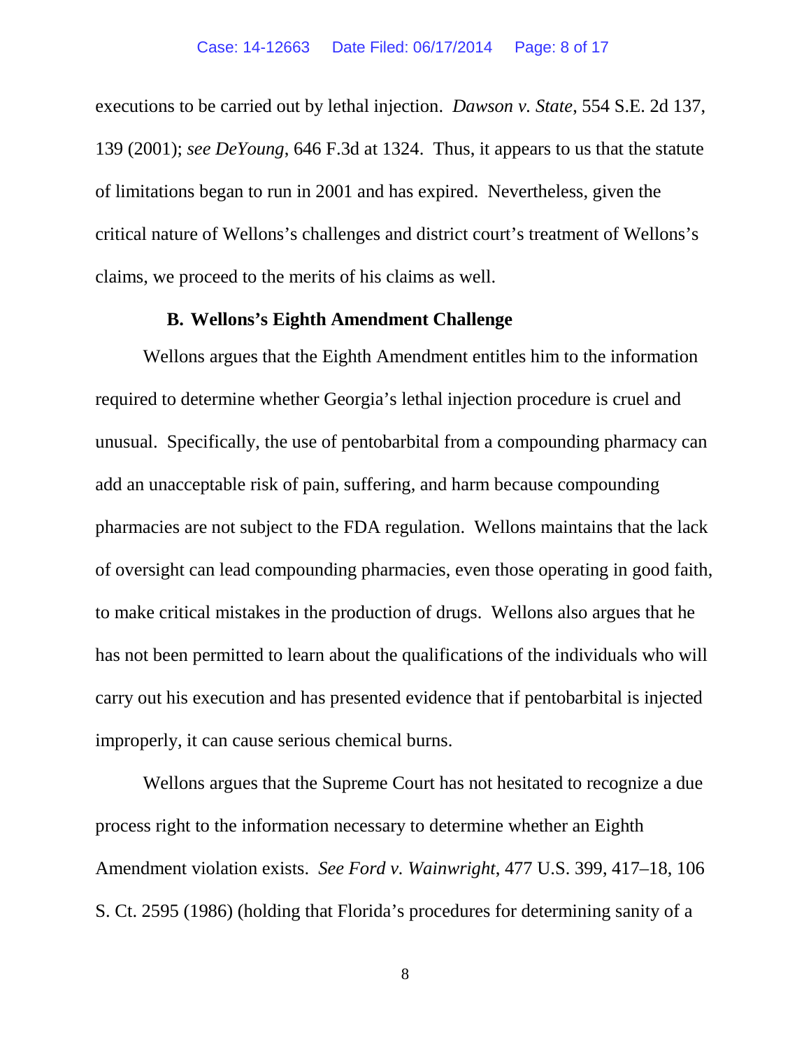executions to be carried out by lethal injection. *Dawson v. State*, 554 S.E. 2d 137, 139 (2001); *see DeYoung*, 646 F.3d at 1324. Thus, it appears to us that the statute of limitations began to run in 2001 and has expired. Nevertheless, given the critical nature of Wellons's challenges and district court's treatment of Wellons's claims, we proceed to the merits of his claims as well.

### B. Wellons's Eighth Amendment Challenge

Wellons argues that the Eighth Amendment entitles him to the information required to determine whether Georgia's lethal injection procedure is cruel and unusual. Specifically, the use of pentobarbital from a compounding pharmacy can add an unacceptable risk of pain, suffering, and harm because compounding pharmacies are not subject to the FDA regulation. Wellons maintains that the lack of oversight can lead compounding pharmacies, even those operating in good faith, to make critical mistakes in the production of drugs. Wellons also argues that he has not been permitted to learn about the qualifications of the individuals who will carry out his execution and has presented evidence that if pentobarbital is injected improperly, it can cause serious chemical burns.

Wellons argues that the Supreme Court has not hesitated to recognize a due process right to the information necessary to determine whether an Eighth Amendment violation exists. *See Ford v. Wainwright*, 477 U.S. 399, 417–18, 106 S. Ct. 2595 (1986) (holding that Florida's procedures for determining sanity of a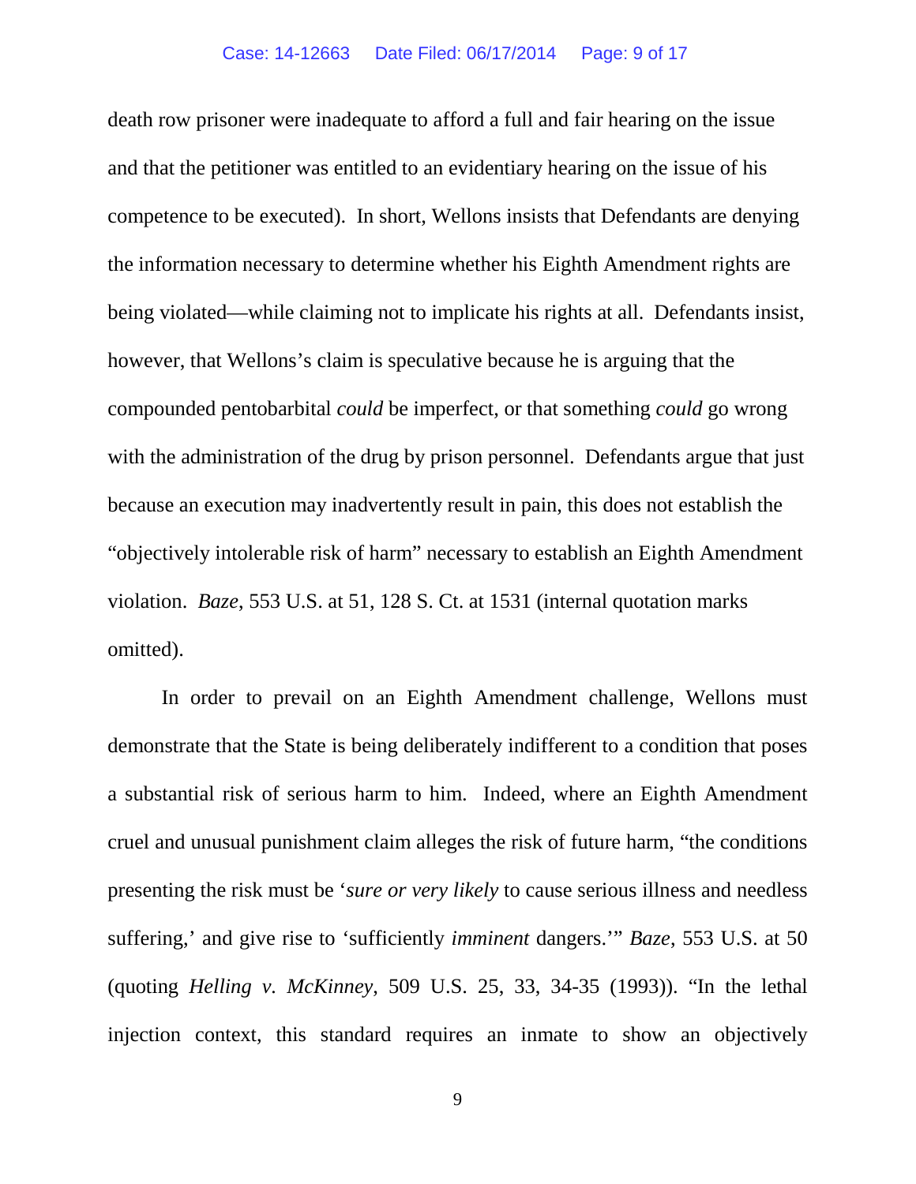death row prisoner were inadequate to afford a full and fair hearing on the issue and that the petitioner was entitled to an evidentiary hearing on the issue of his competence to be executed). In short, Wellons insists that Defendants are denying the information necessary to determine whether his Eighth Amendment rights are being violated—while claiming not to implicate his rights at all. Defendants insist, however, that Wellons's claim is speculative because he is arguing that the compounded pentobarbital *could* be imperfect, or that something *could* go wrong with the administration of the drug by prison personnel. Defendants argue that just because an execution may inadvertently result in pain, this does not establish the "objectively intolerable risk of harm" necessary to establish an Eighth Amendment violation. *Baze*, 553 U.S. at 51, 128 S. Ct. at 1531 (internal quotation marks omitted).

In order to prevail on an Eighth Amendment challenge, Wellons must demonstrate that the State is being deliberately indifferent to a condition that poses a substantial risk of serious harm to him. Indeed, where an Eighth Amendment cruel and unusual punishment claim alleges the risk of future harm, "the conditions presenting the risk must be '*sure or very likely* to cause serious illness and needless suffering,' and give rise to 'sufficiently *imminent* dangers.'" *Baze*, 553 U.S. at 50 (quoting *Helling v. McKinney*, 509 U.S. 25, 33, 34-35 (1993)). "In the lethal injection context, this standard requires an inmate to show an objectively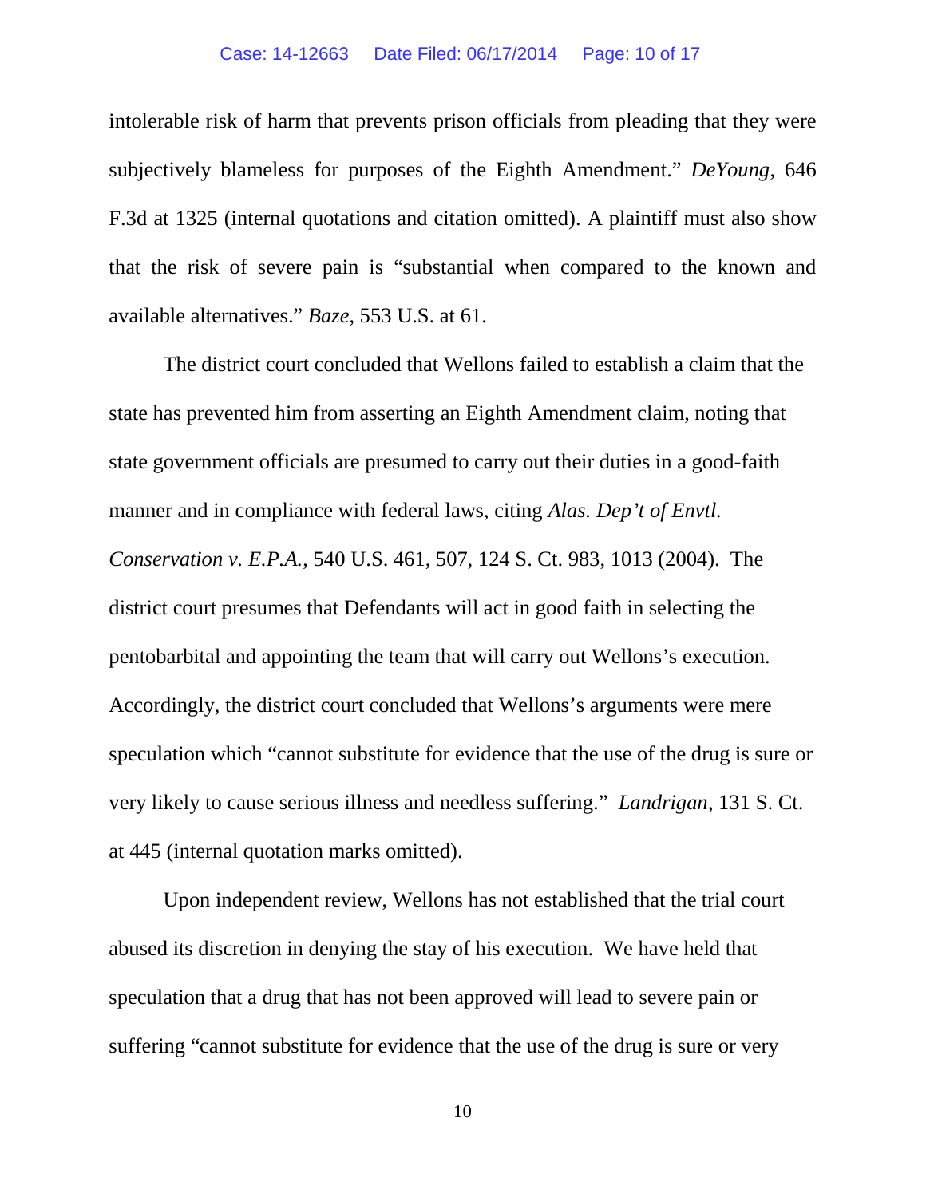intolerable risk of harm that prevents prison officials from pleading that they were subjectively blameless for purposes of the Eighth Amendment." *DeYoung*, 646 F.3d at 1325 (internal quotations and citation omitted). A plaintiff must also show that the risk of severe pain is "substantial when compared to the known and available alternatives." *Baze*, 553 U.S. at 61.

The district court concluded that Wellons failed to establish a claim that the state has prevented him from asserting an Eighth Amendment claim, noting that state government officials are presumed to carry out their duties in a good-faith manner and in compliance with federal laws, citing *Alas. Dep't of Envtl. Conservation v. E.P.A.*, 540 U.S. 461, 507, 124 S. Ct. 983, 1013 (2004). The district court presumes that Defendants will act in good faith in selecting the pentobarbital and appointing the team that will carry out Wellons's execution. Accordingly, the district court concluded that Wellons's arguments were mere speculation which "cannot substitute for evidence that the use of the drug is sure or very likely to cause serious illness and needless suffering." *Landrigan*, 131 S. Ct. at 445 (internal quotation marks omitted).

Upon independent review, Wellons has not established that the trial court abused its discretion in denying the stay of his execution. We have held that speculation that a drug that has not been approved will lead to severe pain or suffering "cannot substitute for evidence that the use of the drug is sure or very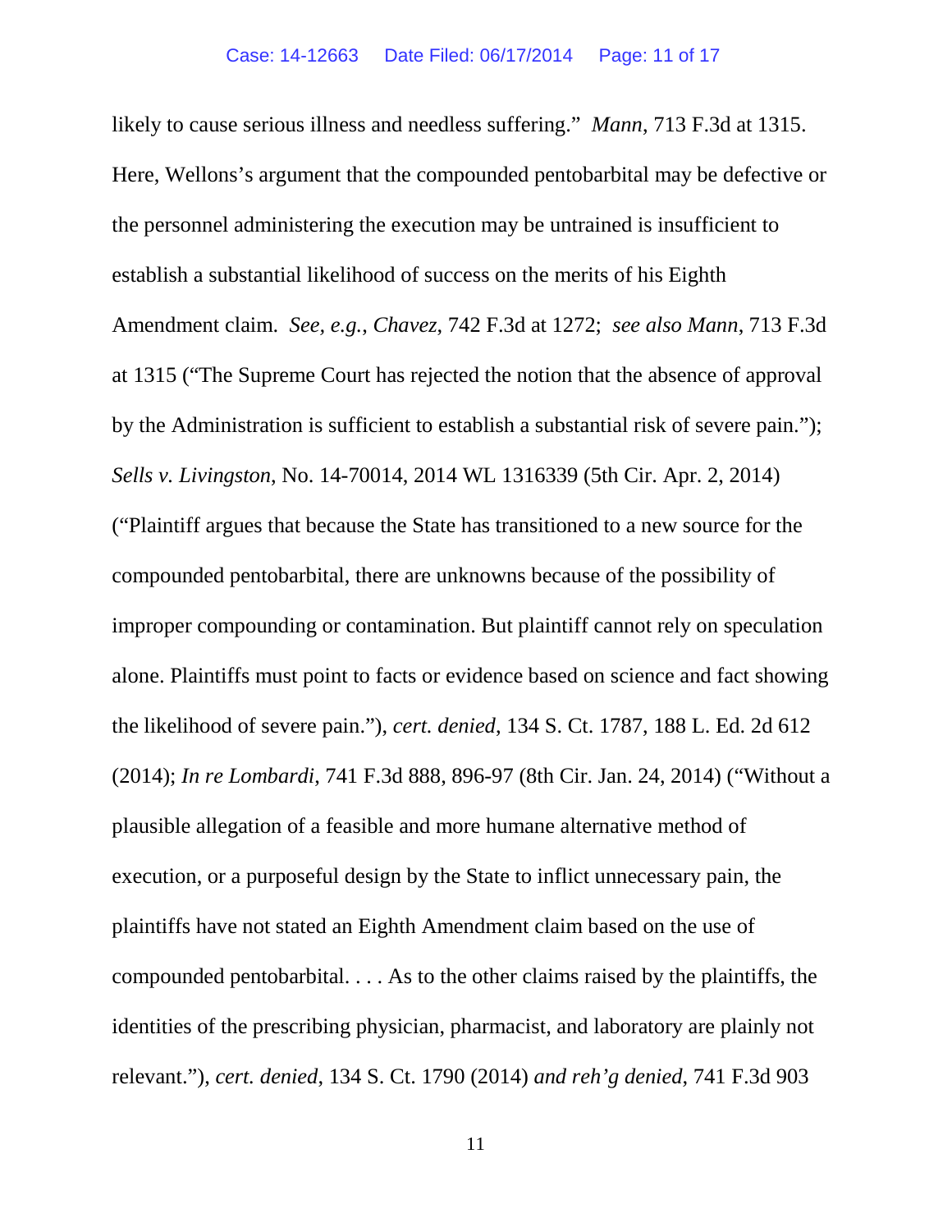likely to cause serious illness and needless suffering." *Mann*, 713 F.3d at 1315. Here, Wellons's argument that the compounded pentobarbital may be defective or the personnel administering the execution may be untrained is insufficient to establish a substantial likelihood of success on the merits of his Eighth Amendment claim. *See, e.g.*, *Chavez*, 742 F.3d at 1272; *see also Mann*, 713 F.3d at 1315 ("The Supreme Court has rejected the notion that the absence of approval by the Administration is sufficient to establish a substantial risk of severe pain."); *Sells v. Livingston*, No. 14-70014, 2014 WL 1316339 (5th Cir. Apr. 2, 2014) ("Plaintiff argues that because the State has transitioned to a new source for the compounded pentobarbital, there are unknowns because of the possibility of improper compounding or contamination. But plaintiff cannot rely on speculation alone. Plaintiffs must point to facts or evidence based on science and fact showing the likelihood of severe pain."), *cert. denied*, 134 S. Ct. 1787, 188 L. Ed. 2d 612 (2014); *In re Lombardi*, 741 F.3d 888, 896-97 (8th Cir. Jan. 24, 2014) ("Without a plausible allegation of a feasible and more humane alternative method of execution, or a purposeful design by the State to inflict unnecessary pain, the plaintiffs have not stated an Eighth Amendment claim based on the use of compounded pentobarbital. . . . As to the other claims raised by the plaintiffs, the identities of the prescribing physician, pharmacist, and laboratory are plainly not relevant."), *cert. denied*, 134 S. Ct. 1790 (2014) *and reh'g denied*, 741 F.3d 903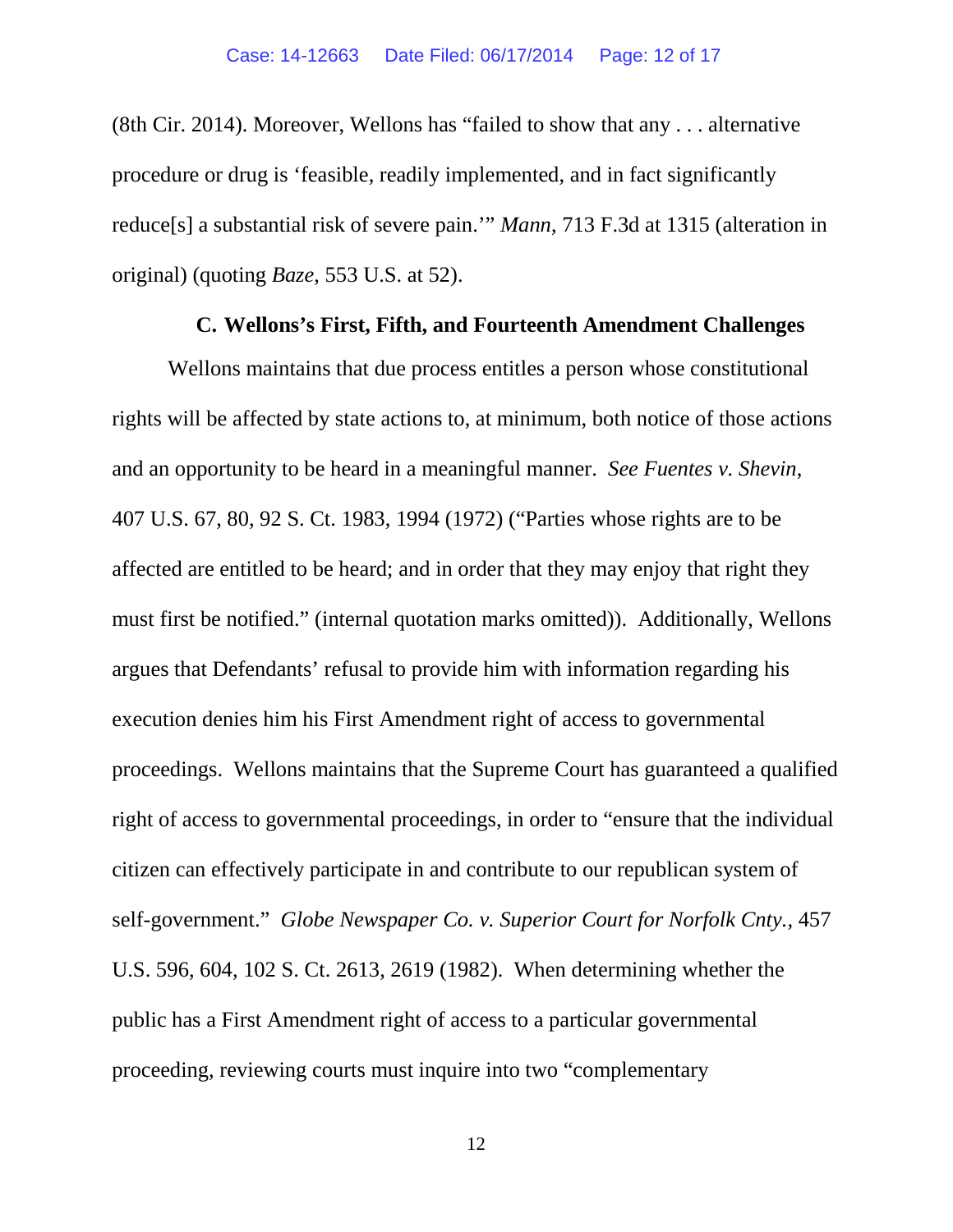(8th Cir. 2014). Moreover, Wellons has "failed to show that any . . . alternative procedure or drug is 'feasible, readily implemented, and in fact significantly reduce[s] a substantial risk of severe pain.'" *Mann*, 713 F.3d at 1315 (alteration in original) (quoting *Baze*, 553 U.S. at 52).

### C. Wellons's First, Fifth, and Fourteenth Amendment Challenges

Wellons maintains that due process entitles a person whose constitutional rights will be affected by state actions to, at minimum, both notice of those actions and an opportunity to be heard in a meaningful manner. *See Fuentes v. Shevin*, 407 U.S. 67, 80, 92 S. Ct. 1983, 1994 (1972) ("Parties whose rights are to be affected are entitled to be heard; and in order that they may enjoy that right they must first be notified." (internal quotation marks omitted)). Additionally, Wellons argues that Defendants' refusal to provide him with information regarding his execution denies him his First Amendment right of access to governmental proceedings. Wellons maintains that the Supreme Court has guaranteed a qualified right of access to governmental proceedings, in order to "ensure that the individual citizen can effectively participate in and contribute to our republican system of self-government." *Globe Newspaper Co. v. Superior Court for Norfolk Cnty.*, 457 U.S. 596, 604, 102 S. Ct. 2613, 2619 (1982). When determining whether the public has a First Amendment right of access to a particular governmental proceeding, reviewing courts must inquire into two "complementary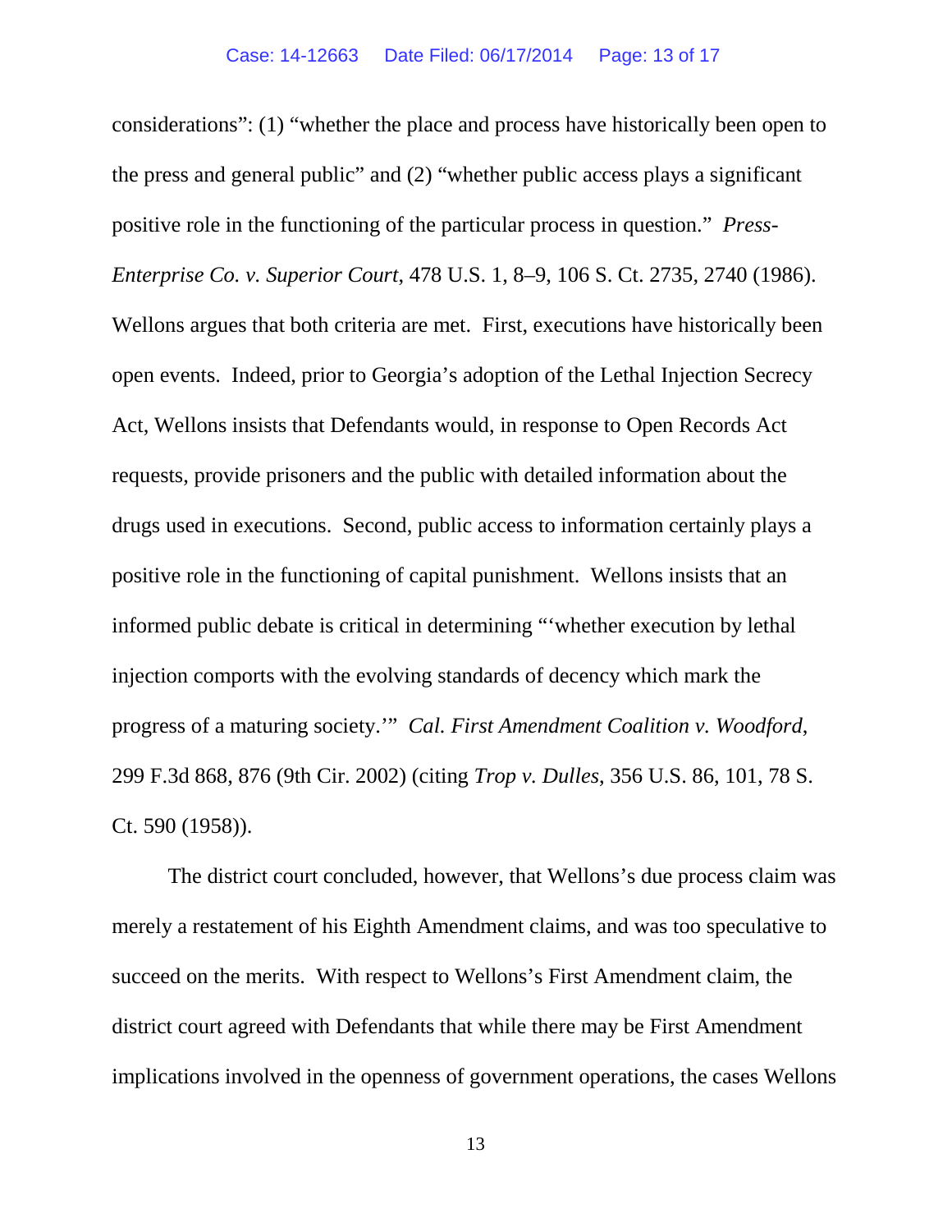considerations": (1) "whether the place and process have historically been open to the press and general public" and (2) "whether public access plays a significant positive role in the functioning of the particular process in question." *Press-Enterprise Co. v. Superior Court*, 478 U.S. 1, 8–9, 106 S. Ct. 2735, 2740 (1986). Wellons argues that both criteria are met. First, executions have historically been open events. Indeed, prior to Georgia's adoption of the Lethal Injection Secrecy Act, Wellons insists that Defendants would, in response to Open Records Act requests, provide prisoners and the public with detailed information about the drugs used in executions. Second, public access to information certainly plays a positive role in the functioning of capital punishment. Wellons insists that an informed public debate is critical in determining "'whether execution by lethal injection comports with the evolving standards of decency which mark the progress of a maturing society.'" *Cal. First Amendment Coalition v. Woodford*, 299 F.3d 868, 876 (9th Cir. 2002) (citing *Trop v. Dulles*, 356 U.S. 86, 101, 78 S. Ct. 590 (1958)).

The district court concluded, however, that Wellons's due process claim was merely a restatement of his Eighth Amendment claims, and was too speculative to succeed on the merits. With respect to Wellons's First Amendment claim, the district court agreed with Defendants that while there may be First Amendment implications involved in the openness of government operations, the cases Wellons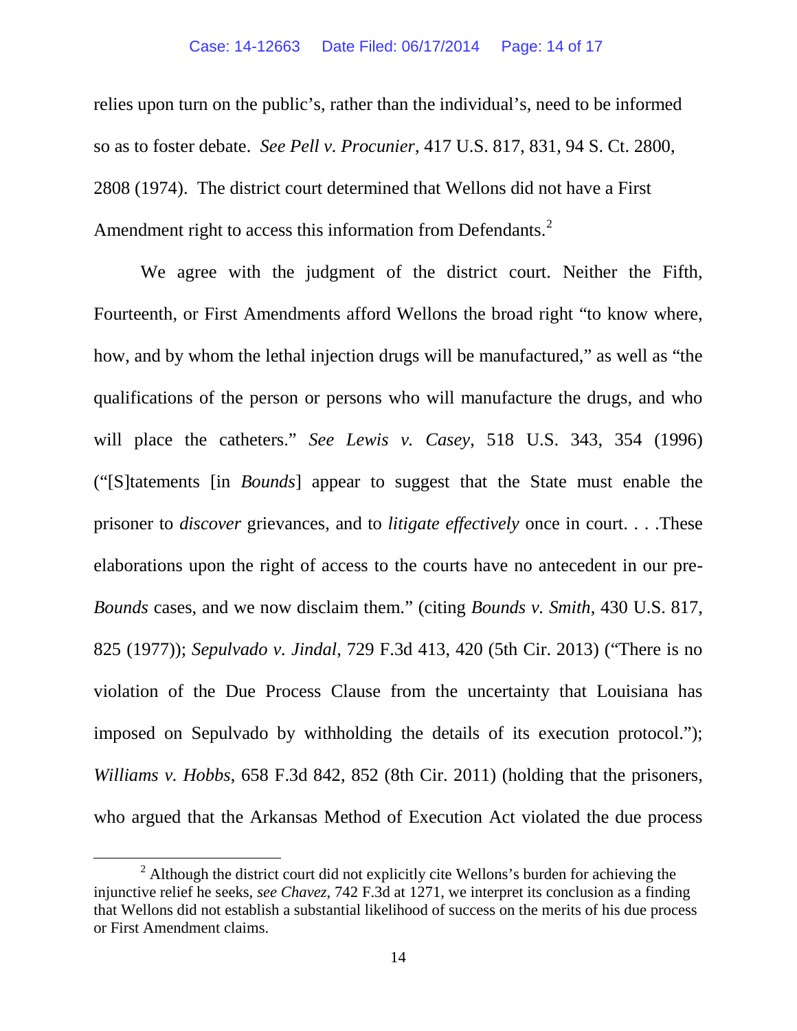relies upon turn on the public's, rather than the individual's, need to be informed so as to foster debate. *See Pell v. Procunier*, 417 U.S. 817, 831, 94 S. Ct. 2800, 2808 (1974). The district court determined that Wellons did not have a First Amendment right to access this information from Defendants.[2]

We agree with the judgment of the district court. Neither the Fifth, Fourteenth, or First Amendments afford Wellons the broad right "to know where, how, and by whom the lethal injection drugs will be manufactured," as well as "the qualifications of the person or persons who will manufacture the drugs, and who will place the catheters." *See Lewis v. Casey*, 518 U.S. 343, 354 (1996) ("[S]tatements [in *Bounds*] appear to suggest that the State must enable the prisoner to *discover* grievances, and to *litigate effectively* once in court. . . .These elaborations upon the right of access to the courts have no antecedent in our pre-*Bounds* cases, and we now disclaim them." (citing *Bounds v. Smith*, 430 U.S. 817, 825 (1977)); *Sepulvado v. Jindal*, 729 F.3d 413, 420 (5th Cir. 2013) ("There is no violation of the Due Process Clause from the uncertainty that Louisiana has imposed on Sepulvado by withholding the details of its execution protocol."); *Williams v. Hobbs*, 658 F.3d 842, 852 (8th Cir. 2011) (holding that the prisoners, who argued that the Arkansas Method of Execution Act violated the due process

---

[2] Although the district court did not explicitly cite Wellons's burden for achieving the injunctive relief he seeks, *see Chavez*, 742 F.3d at 1271, we interpret its conclusion as a finding that Wellons did not establish a substantial likelihood of success on the merits of his due process or First Amendment claims.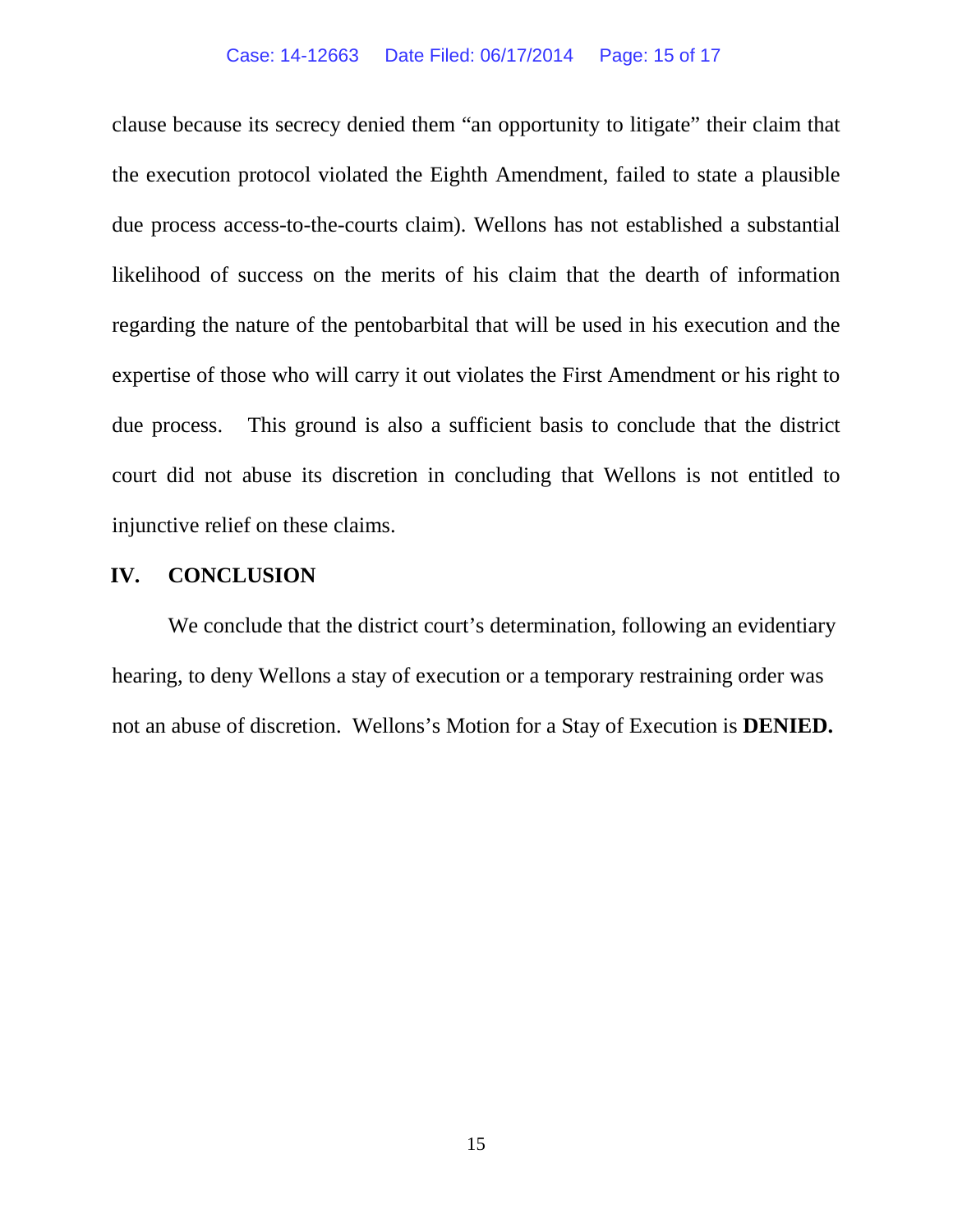clause because its secrecy denied them "an opportunity to litigate" their claim that the execution protocol violated the Eighth Amendment, failed to state a plausible due process access-to-the-courts claim). Wellons has not established a substantial likelihood of success on the merits of his claim that the dearth of information regarding the nature of the pentobarbital that will be used in his execution and the expertise of those who will carry it out violates the First Amendment or his right to due process. This ground is also a sufficient basis to conclude that the district court did not abuse its discretion in concluding that Wellons is not entitled to injunctive relief on these claims.

## IV. CONCLUSION

We conclude that the district court's determination, following an evidentiary hearing, to deny Wellons a stay of execution or a temporary restraining order was not an abuse of discretion. Wellons's Motion for a Stay of Execution is **DENIED.**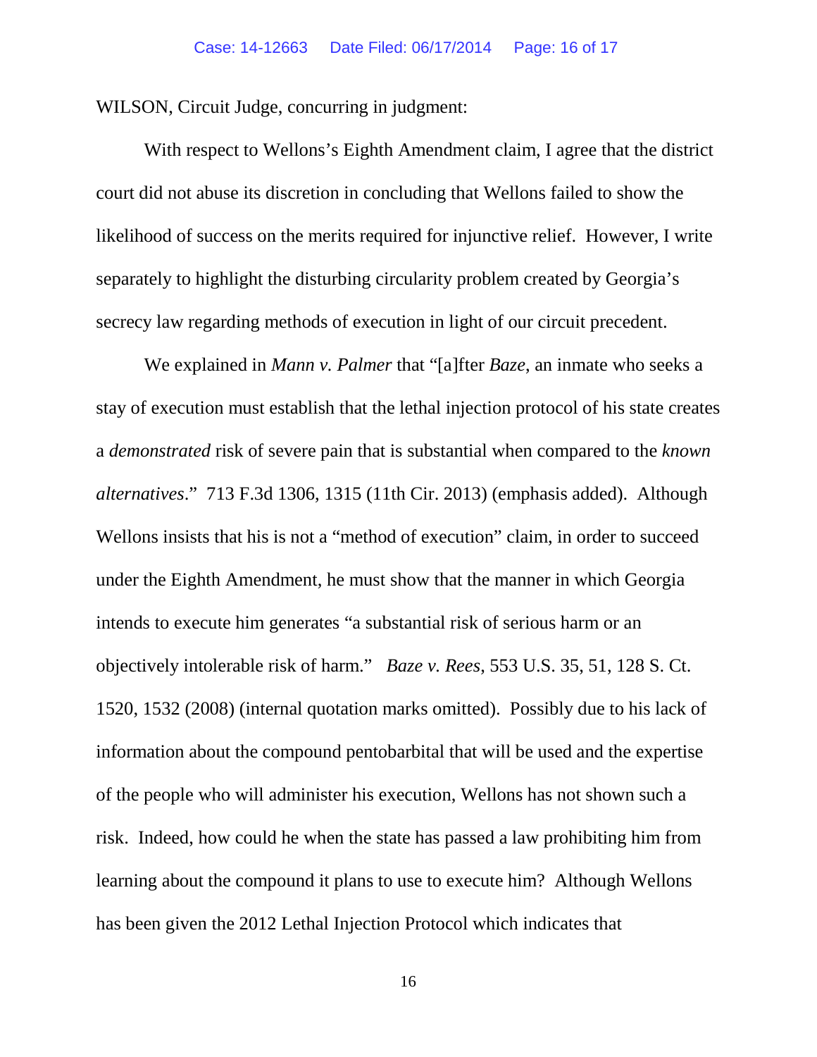WILSON, Circuit Judge, concurring in judgment:

With respect to Wellons's Eighth Amendment claim, I agree that the district court did not abuse its discretion in concluding that Wellons failed to show the likelihood of success on the merits required for injunctive relief. However, I write separately to highlight the disturbing circularity problem created by Georgia's secrecy law regarding methods of execution in light of our circuit precedent.

We explained in *Mann v. Palmer* that "[a]fter *Baze*, an inmate who seeks a stay of execution must establish that the lethal injection protocol of his state creates a *demonstrated* risk of severe pain that is substantial when compared to the *known alternatives*." 713 F.3d 1306, 1315 (11th Cir. 2013) (emphasis added). Although Wellons insists that his is not a "method of execution" claim, in order to succeed under the Eighth Amendment, he must show that the manner in which Georgia intends to execute him generates "a substantial risk of serious harm or an objectively intolerable risk of harm." *Baze v. Rees*, 553 U.S. 35, 51, 128 S. Ct. 1520, 1532 (2008) (internal quotation marks omitted). Possibly due to his lack of information about the compound pentobarbital that will be used and the expertise of the people who will administer his execution, Wellons has not shown such a risk. Indeed, how could he when the state has passed a law prohibiting him from learning about the compound it plans to use to execute him? Although Wellons has been given the 2012 Lethal Injection Protocol which indicates that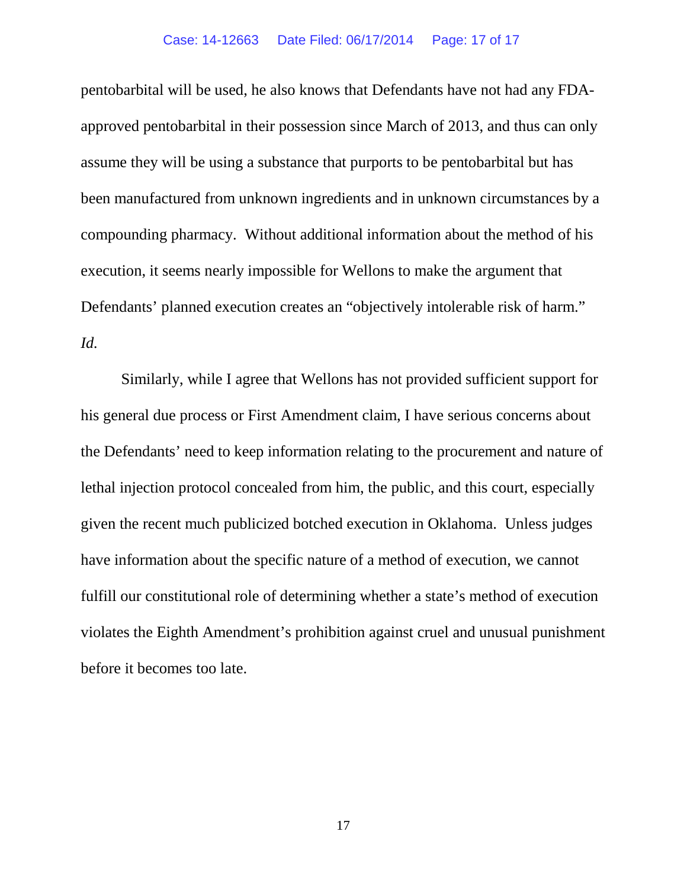pentobarbital will be used, he also knows that Defendants have not had any FDA-approved pentobarbital in their possession since March of 2013, and thus can only assume they will be using a substance that purports to be pentobarbital but has been manufactured from unknown ingredients and in unknown circumstances by a compounding pharmacy. Without additional information about the method of his execution, it seems nearly impossible for Wellons to make the argument that Defendants' planned execution creates an "objectively intolerable risk of harm." *Id.*

Similarly, while I agree that Wellons has not provided sufficient support for his general due process or First Amendment claim, I have serious concerns about the Defendants' need to keep information relating to the procurement and nature of lethal injection protocol concealed from him, the public, and this court, especially given the recent much publicized botched execution in Oklahoma. Unless judges have information about the specific nature of a method of execution, we cannot fulfill our constitutional role of determining whether a state's method of execution violates the Eighth Amendment's prohibition against cruel and unusual punishment before it becomes too late.